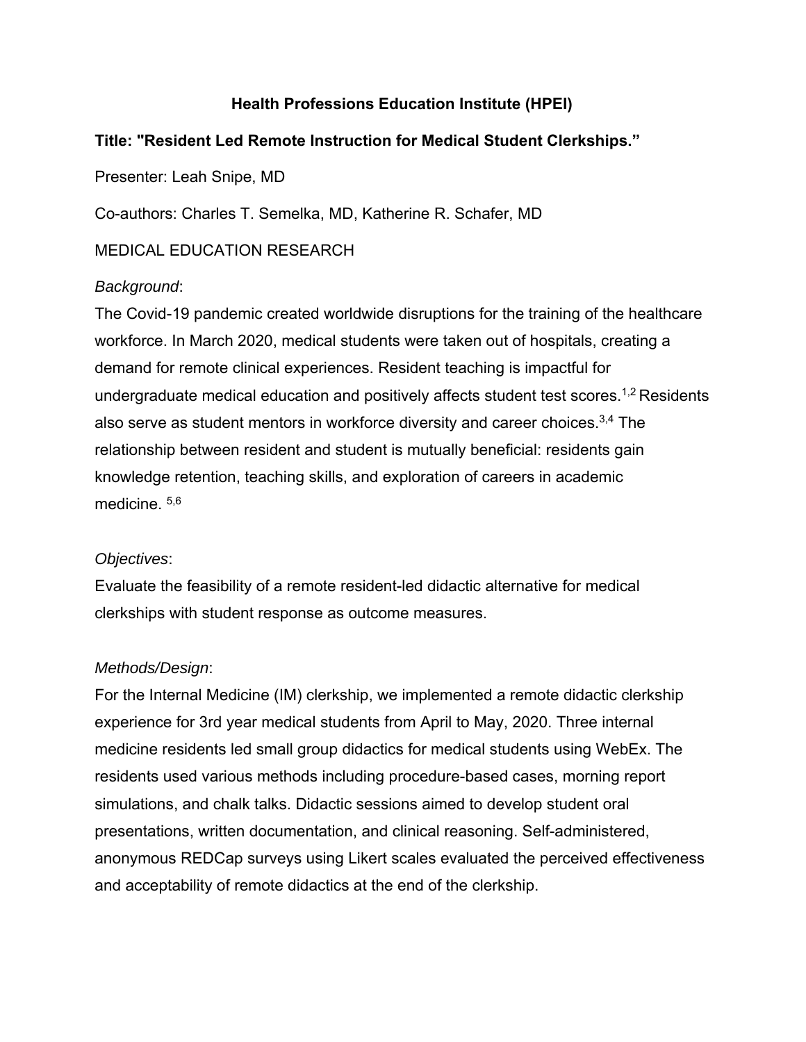# Health Professions Education Institute (HPEI)

**Title: "Resident Led Remote Instruction for Medical Student Clerkships."**

Presenter: Leah Snipe, MD

Co-authors: Charles T. Semelka, MD, Katherine R. Schafer, MD

MEDICAL EDUCATION RESEARCH

*Background*:

The Covid-19 pandemic created worldwide disruptions for the training of the healthcare workforce. In March 2020, medical students were taken out of hospitals, creating a demand for remote clinical experiences. Resident teaching is impactful for undergraduate medical education and positively affects student test scores.[1,2] Residents also serve as student mentors in workforce diversity and career choices.[3,4] The relationship between resident and student is mutually beneficial: residents gain knowledge retention, teaching skills, and exploration of careers in academic medicine.[5,6]

*Objectives*:

Evaluate the feasibility of a remote resident-led didactic alternative for medical clerkships with student response as outcome measures.

*Methods/Design*:

For the Internal Medicine (IM) clerkship, we implemented a remote didactic clerkship experience for 3rd year medical students from April to May, 2020. Three internal medicine residents led small group didactics for medical students using WebEx. The residents used various methods including procedure-based cases, morning report simulations, and chalk talks. Didactic sessions aimed to develop student oral presentations, written documentation, and clinical reasoning. Self-administered, anonymous REDCap surveys using Likert scales evaluated the perceived effectiveness and acceptability of remote didactics at the end of the clerkship.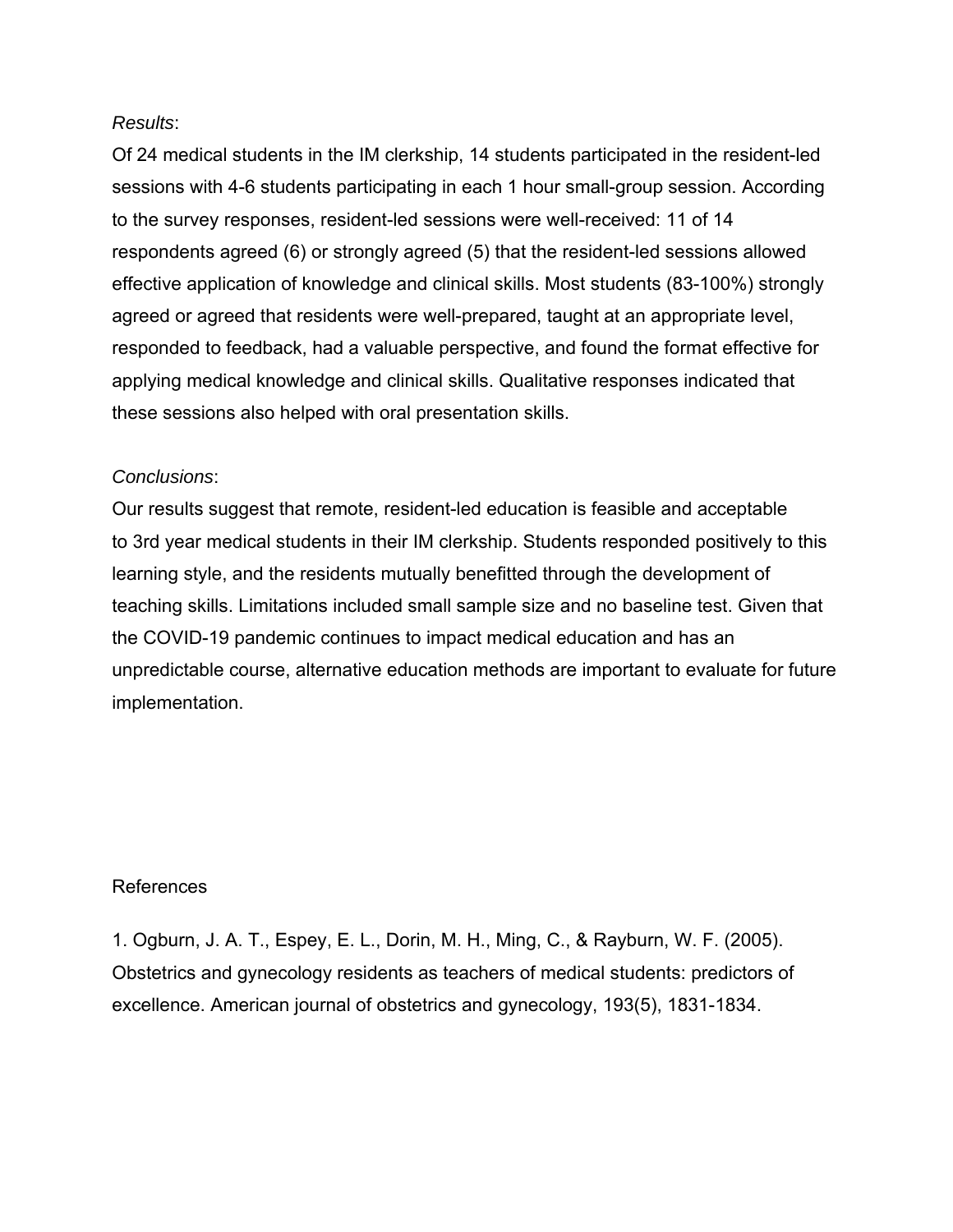*Results*:

Of 24 medical students in the IM clerkship, 14 students participated in the resident-led sessions with 4-6 students participating in each 1 hour small-group session. According to the survey responses, resident-led sessions were well-received: 11 of 14 respondents agreed (6) or strongly agreed (5) that the resident-led sessions allowed effective application of knowledge and clinical skills. Most students (83-100%) strongly agreed or agreed that residents were well-prepared, taught at an appropriate level, responded to feedback, had a valuable perspective, and found the format effective for applying medical knowledge and clinical skills. Qualitative responses indicated that these sessions also helped with oral presentation skills.

*Conclusions*:

Our results suggest that remote, resident-led education is feasible and acceptable to 3rd year medical students in their IM clerkship. Students responded positively to this learning style, and the residents mutually benefitted through the development of teaching skills. Limitations included small sample size and no baseline test. Given that the COVID-19 pandemic continues to impact medical education and has an unpredictable course, alternative education methods are important to evaluate for future implementation.

References

1. Ogburn, J. A. T., Espey, E. L., Dorin, M. H., Ming, C., & Rayburn, W. F. (2005). Obstetrics and gynecology residents as teachers of medical students: predictors of excellence. American journal of obstetrics and gynecology, 193(5), 1831-1834.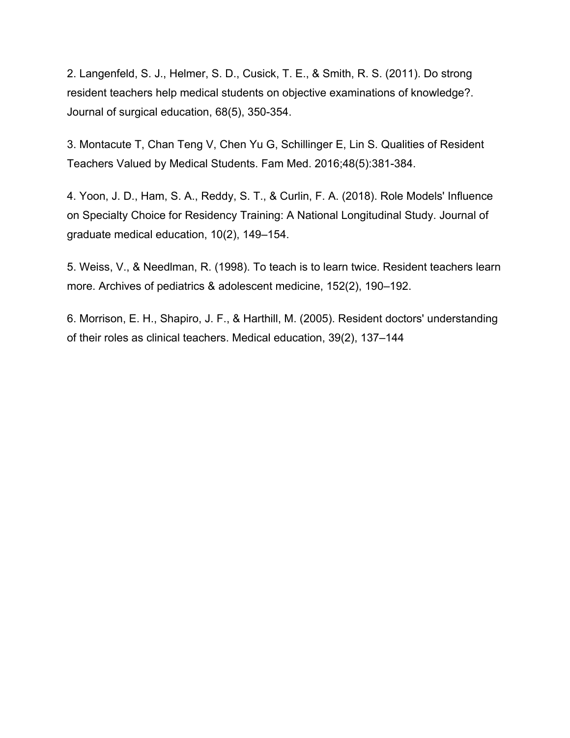2. Langenfeld, S. J., Helmer, S. D., Cusick, T. E., & Smith, R. S. (2011). Do strong resident teachers help medical students on objective examinations of knowledge?. Journal of surgical education, 68(5), 350-354.

3. Montacute T, Chan Teng V, Chen Yu G, Schillinger E, Lin S. Qualities of Resident Teachers Valued by Medical Students. Fam Med. 2016;48(5):381-384.

4. Yoon, J. D., Ham, S. A., Reddy, S. T., & Curlin, F. A. (2018). Role Models' Influence on Specialty Choice for Residency Training: A National Longitudinal Study. Journal of graduate medical education, 10(2), 149–154.

5. Weiss, V., & Needlman, R. (1998). To teach is to learn twice. Resident teachers learn more. Archives of pediatrics & adolescent medicine, 152(2), 190–192.

6. Morrison, E. H., Shapiro, J. F., & Harthill, M. (2005). Resident doctors' understanding of their roles as clinical teachers. Medical education, 39(2), 137–144